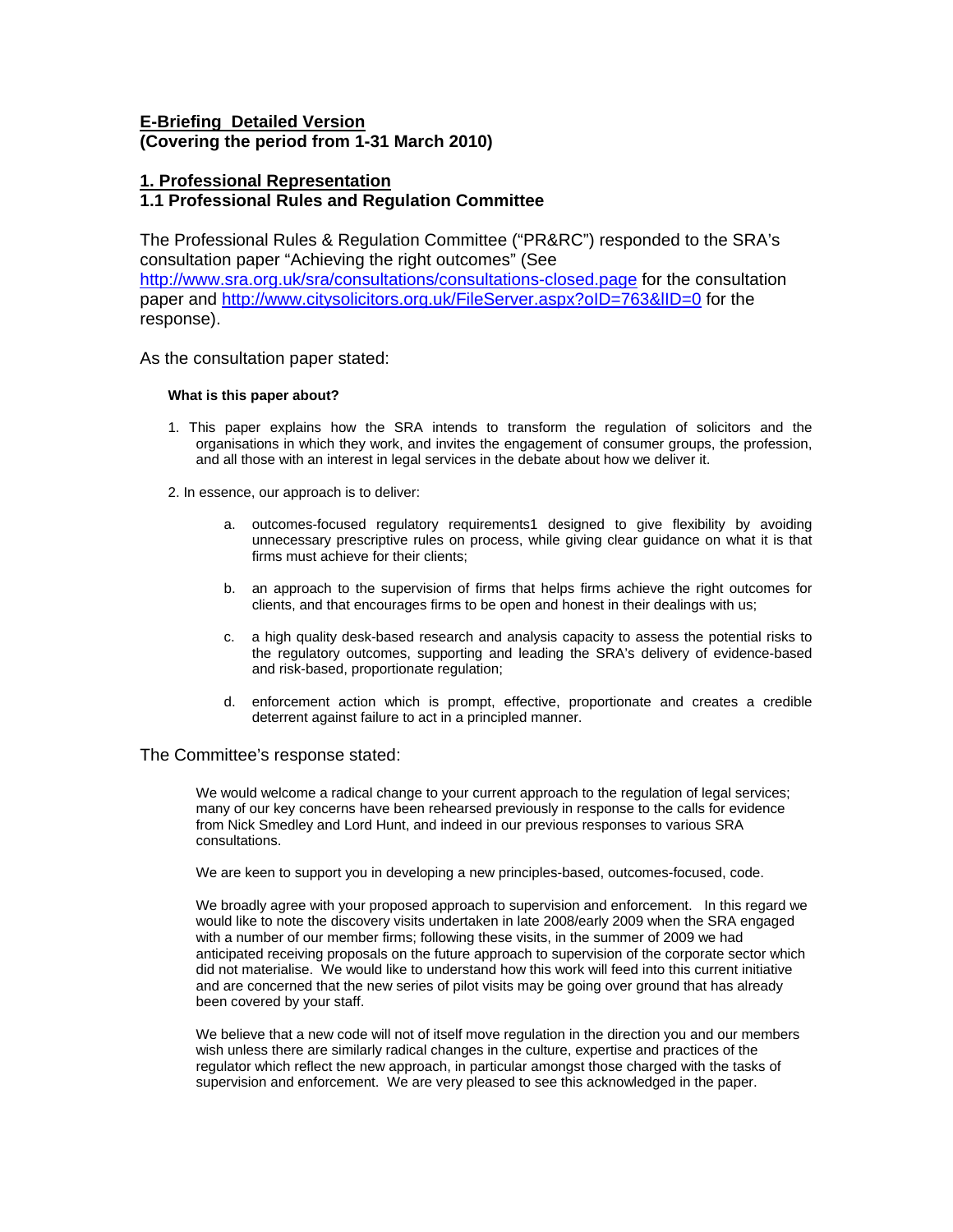**E-Briefing Detailed Version**
**(Covering the period from 1-31 March 2010)**

## 1. Professional Representation

### 1.1 Professional Rules and Regulation Committee

The Professional Rules & Regulation Committee ("PR&RC") responded to the SRA's consultation paper "Achieving the right outcomes" (See http://www.sra.org.uk/sra/consultations/consultations-closed.page for the consultation paper and http://www.citysolicitors.org.uk/FileServer.aspx?oID=763&lID=0 for the response).

As the consultation paper stated:

> **What is this paper about?**
>
> 1. This paper explains how the SRA intends to transform the regulation of solicitors and the organisations in which they work, and invites the engagement of consumer groups, the profession, and all those with an interest in legal services in the debate about how we deliver it.
>
> 2. In essence, our approach is to deliver:
>
>    a. outcomes-focused regulatory requirements1 designed to give flexibility by avoiding unnecessary prescriptive rules on process, while giving clear guidance on what it is that firms must achieve for their clients;
>
>    b. an approach to the supervision of firms that helps firms achieve the right outcomes for clients, and that encourages firms to be open and honest in their dealings with us;
>
>    c. a high quality desk-based research and analysis capacity to assess the potential risks to the regulatory outcomes, supporting and leading the SRA's delivery of evidence-based and risk-based, proportionate regulation;
>
>    d. enforcement action which is prompt, effective, proportionate and creates a credible deterrent against failure to act in a principled manner.

The Committee's response stated:

> We would welcome a radical change to your current approach to the regulation of legal services; many of our key concerns have been rehearsed previously in response to the calls for evidence from Nick Smedley and Lord Hunt, and indeed in our previous responses to various SRA consultations.
>
> We are keen to support you in developing a new principles-based, outcomes-focused, code.
>
> We broadly agree with your proposed approach to supervision and enforcement. In this regard we would like to note the discovery visits undertaken in late 2008/early 2009 when the SRA engaged with a number of our member firms; following these visits, in the summer of 2009 we had anticipated receiving proposals on the future approach to supervision of the corporate sector which did not materialise. We would like to understand how this work will feed into this current initiative and are concerned that the new series of pilot visits may be going over ground that has already been covered by your staff.
>
> We believe that a new code will not of itself move regulation in the direction you and our members wish unless there are similarly radical changes in the culture, expertise and practices of the regulator which reflect the new approach, in particular amongst those charged with the tasks of supervision and enforcement. We are very pleased to see this acknowledged in the paper.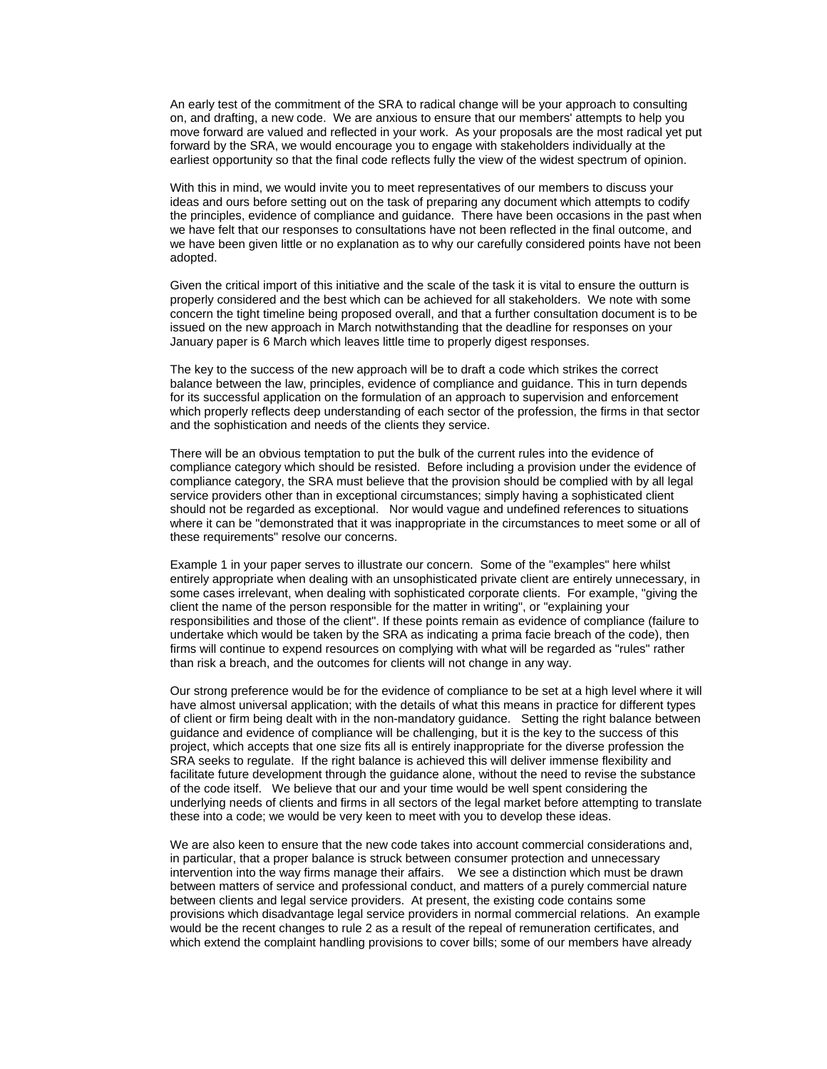An early test of the commitment of the SRA to radical change will be your approach to consulting on, and drafting, a new code. We are anxious to ensure that our members' attempts to help you move forward are valued and reflected in your work. As your proposals are the most radical yet put forward by the SRA, we would encourage you to engage with stakeholders individually at the earliest opportunity so that the final code reflects fully the view of the widest spectrum of opinion.

With this in mind, we would invite you to meet representatives of our members to discuss your ideas and ours before setting out on the task of preparing any document which attempts to codify the principles, evidence of compliance and guidance. There have been occasions in the past when we have felt that our responses to consultations have not been reflected in the final outcome, and we have been given little or no explanation as to why our carefully considered points have not been adopted.

Given the critical import of this initiative and the scale of the task it is vital to ensure the outturn is properly considered and the best which can be achieved for all stakeholders. We note with some concern the tight timeline being proposed overall, and that a further consultation document is to be issued on the new approach in March notwithstanding that the deadline for responses on your January paper is 6 March which leaves little time to properly digest responses.

The key to the success of the new approach will be to draft a code which strikes the correct balance between the law, principles, evidence of compliance and guidance. This in turn depends for its successful application on the formulation of an approach to supervision and enforcement which properly reflects deep understanding of each sector of the profession, the firms in that sector and the sophistication and needs of the clients they service.

There will be an obvious temptation to put the bulk of the current rules into the evidence of compliance category which should be resisted. Before including a provision under the evidence of compliance category, the SRA must believe that the provision should be complied with by all legal service providers other than in exceptional circumstances; simply having a sophisticated client should not be regarded as exceptional. Nor would vague and undefined references to situations where it can be "demonstrated that it was inappropriate in the circumstances to meet some or all of these requirements" resolve our concerns.

Example 1 in your paper serves to illustrate our concern. Some of the "examples" here whilst entirely appropriate when dealing with an unsophisticated private client are entirely unnecessary, in some cases irrelevant, when dealing with sophisticated corporate clients. For example, "giving the client the name of the person responsible for the matter in writing", or "explaining your responsibilities and those of the client". If these points remain as evidence of compliance (failure to undertake which would be taken by the SRA as indicating a prima facie breach of the code), then firms will continue to expend resources on complying with what will be regarded as "rules" rather than risk a breach, and the outcomes for clients will not change in any way.

Our strong preference would be for the evidence of compliance to be set at a high level where it will have almost universal application; with the details of what this means in practice for different types of client or firm being dealt with in the non-mandatory guidance. Setting the right balance between guidance and evidence of compliance will be challenging, but it is the key to the success of this project, which accepts that one size fits all is entirely inappropriate for the diverse profession the SRA seeks to regulate. If the right balance is achieved this will deliver immense flexibility and facilitate future development through the guidance alone, without the need to revise the substance of the code itself. We believe that our and your time would be well spent considering the underlying needs of clients and firms in all sectors of the legal market before attempting to translate these into a code; we would be very keen to meet with you to develop these ideas.

We are also keen to ensure that the new code takes into account commercial considerations and, in particular, that a proper balance is struck between consumer protection and unnecessary intervention into the way firms manage their affairs. We see a distinction which must be drawn between matters of service and professional conduct, and matters of a purely commercial nature between clients and legal service providers. At present, the existing code contains some provisions which disadvantage legal service providers in normal commercial relations. An example would be the recent changes to rule 2 as a result of the repeal of remuneration certificates, and which extend the complaint handling provisions to cover bills; some of our members have already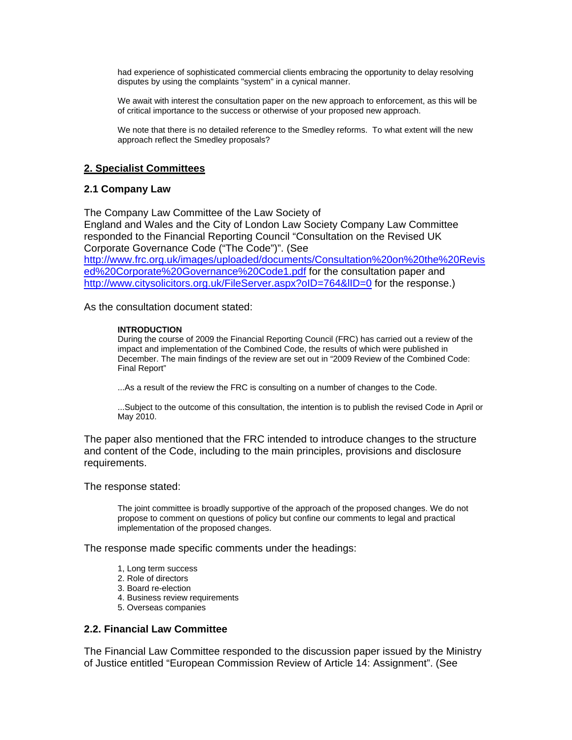had experience of sophisticated commercial clients embracing the opportunity to delay resolving disputes by using the complaints "system" in a cynical manner.

We await with interest the consultation paper on the new approach to enforcement, as this will be of critical importance to the success or otherwise of your proposed new approach.

We note that there is no detailed reference to the Smedley reforms. To what extent will the new approach reflect the Smedley proposals?

## 2. Specialist Committees

### 2.1 Company Law

The Company Law Committee of the Law Society of England and Wales and the City of London Law Society Company Law Committee responded to the Financial Reporting Council "Consultation on the Revised UK Corporate Governance Code ("The Code")". (See http://www.frc.org.uk/images/uploaded/documents/Consultation%20on%20the%20Revised%20Corporate%20Governance%20Code1.pdf for the consultation paper and http://www.citysolicitors.org.uk/FileServer.aspx?oID=764&lID=0 for the response.)

As the consultation document stated:

> **INTRODUCTION**
> During the course of 2009 the Financial Reporting Council (FRC) has carried out a review of the impact and implementation of the Combined Code, the results of which were published in December. The main findings of the review are set out in "2009 Review of the Combined Code: Final Report"
>
> ...As a result of the review the FRC is consulting on a number of changes to the Code.
>
> ...Subject to the outcome of this consultation, the intention is to publish the revised Code in April or May 2010.

The paper also mentioned that the FRC intended to introduce changes to the structure and content of the Code, including to the main principles, provisions and disclosure requirements.

The response stated:

> The joint committee is broadly supportive of the approach of the proposed changes. We do not propose to comment on questions of policy but confine our comments to legal and practical implementation of the proposed changes.

The response made specific comments under the headings:

1, Long term success
2. Role of directors
3. Board re-election
4. Business review requirements
5. Overseas companies

### 2.2. Financial Law Committee

The Financial Law Committee responded to the discussion paper issued by the Ministry of Justice entitled "European Commission Review of Article 14: Assignment". (See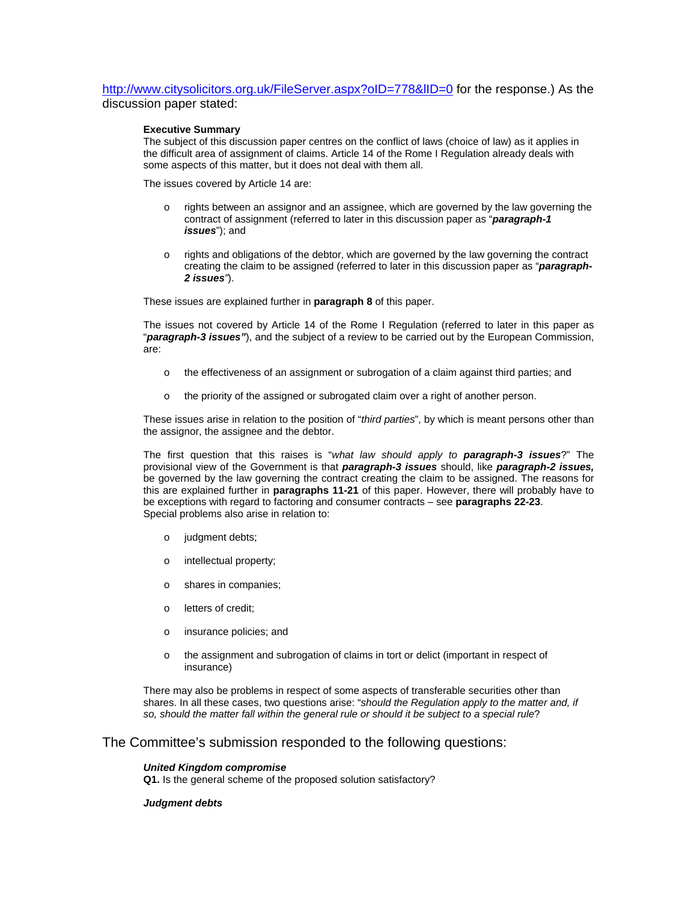http://www.citysolicitors.org.uk/FileServer.aspx?oID=778&lID=0 for the response.) As the discussion paper stated:

> **Executive Summary**
> The subject of this discussion paper centres on the conflict of laws (choice of law) as it applies in the difficult area of assignment of claims. Article 14 of the Rome I Regulation already deals with some aspects of this matter, but it does not deal with them all.
>
> The issues covered by Article 14 are:
>
> - rights between an assignor and an assignee, which are governed by the law governing the contract of assignment (referred to later in this discussion paper as "***paragraph-1 issues***"); and
> - rights and obligations of the debtor, which are governed by the law governing the contract creating the claim to be assigned (referred to later in this discussion paper as "***paragraph-2 issues***").
>
> These issues are explained further in **paragraph 8** of this paper.
>
> The issues not covered by Article 14 of the Rome I Regulation (referred to later in this paper as "***paragraph-3 issues***"), and the subject of a review to be carried out by the European Commission, are:
>
> - the effectiveness of an assignment or subrogation of a claim against third parties; and
> - the priority of the assigned or subrogated claim over a right of another person.
>
> These issues arise in relation to the position of "*third parties*", by which is meant persons other than the assignor, the assignee and the debtor.
>
> The first question that this raises is "*what law should apply to **paragraph-3 issues***?" The provisional view of the Government is that ***paragraph-3 issues*** should, like ***paragraph-2 issues,*** be governed by the law governing the contract creating the claim to be assigned. The reasons for this are explained further in **paragraphs 11-21** of this paper. However, there will probably have to be exceptions with regard to factoring and consumer contracts – see **paragraphs 22-23**.
> Special problems also arise in relation to:
>
> - judgment debts;
> - intellectual property;
> - shares in companies;
> - letters of credit;
> - insurance policies; and
> - the assignment and subrogation of claims in tort or delict (important in respect of insurance)
>
> There may also be problems in respect of some aspects of transferable securities other than shares. In all these cases, two questions arise: "*should the Regulation apply to the matter and, if so, should the matter fall within the general rule or should it be subject to a special rule*?

The Committee's submission responded to the following questions:

> ***United Kingdom compromise***
> **Q1.** Is the general scheme of the proposed solution satisfactory?
>
> ***Judgment debts***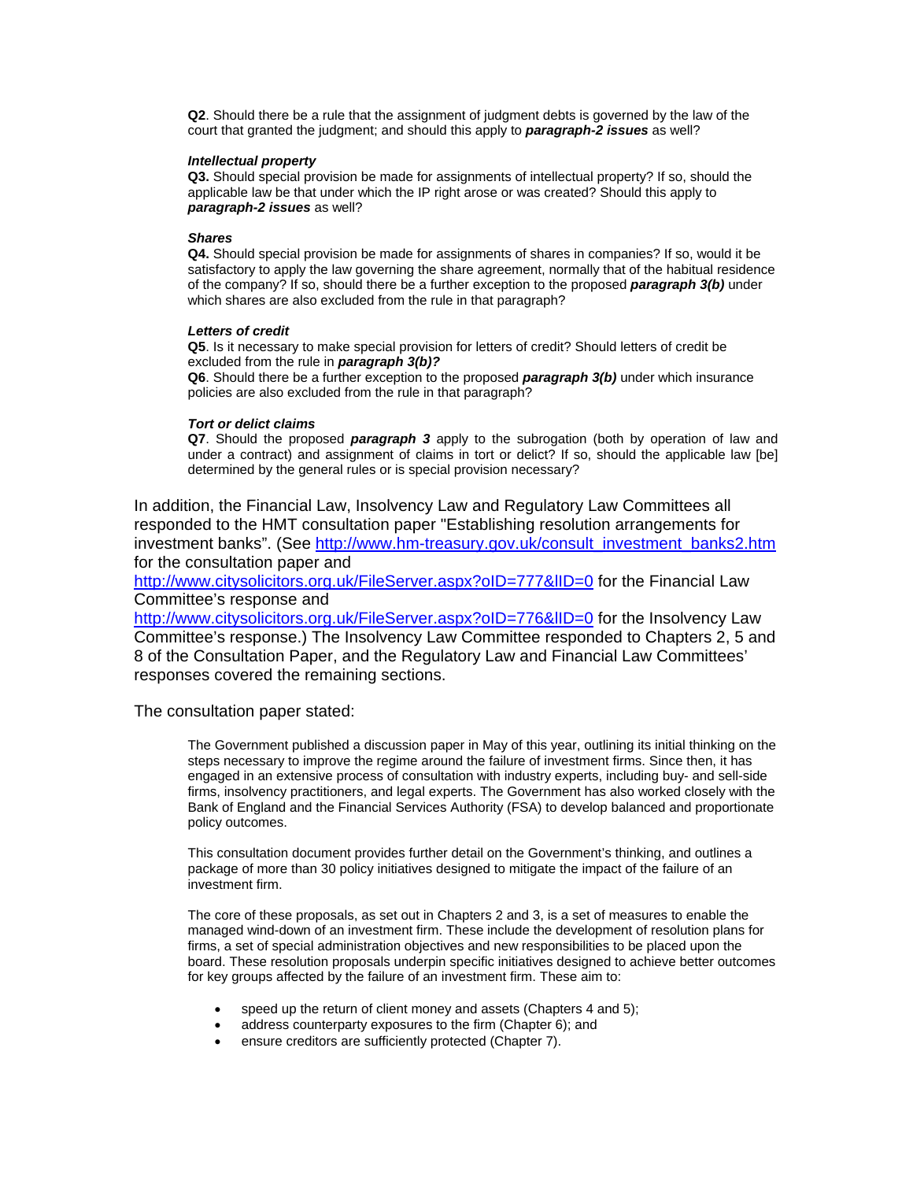> **Q2**. Should there be a rule that the assignment of judgment debts is governed by the law of the court that granted the judgment; and should this apply to ***paragraph-2 issues*** as well?
>
> ***Intellectual property***
>
> **Q3.** Should special provision be made for assignments of intellectual property? If so, should the applicable law be that under which the IP right arose or was created? Should this apply to ***paragraph-2 issues*** as well?
>
> ***Shares***
>
> **Q4.** Should special provision be made for assignments of shares in companies? If so, would it be satisfactory to apply the law governing the share agreement, normally that of the habitual residence of the company? If so, should there be a further exception to the proposed ***paragraph 3(b)*** under which shares are also excluded from the rule in that paragraph?
>
> ***Letters of credit***
>
> **Q5**. Is it necessary to make special provision for letters of credit? Should letters of credit be excluded from the rule in ***paragraph 3(b)?***
>
> **Q6**. Should there be a further exception to the proposed ***paragraph 3(b)*** under which insurance policies are also excluded from the rule in that paragraph?
>
> ***Tort or delict claims***
>
> **Q7**. Should the proposed ***paragraph 3*** apply to the subrogation (both by operation of law and under a contract) and assignment of claims in tort or delict? If so, should the applicable law [be] determined by the general rules or is special provision necessary?

In addition, the Financial Law, Insolvency Law and Regulatory Law Committees all responded to the HMT consultation paper "Establishing resolution arrangements for investment banks". (See http://www.hm-treasury.gov.uk/consult_investment_banks2.htm for the consultation paper and http://www.citysolicitors.org.uk/FileServer.aspx?oID=777&lID=0 for the Financial Law Committee's response and http://www.citysolicitors.org.uk/FileServer.aspx?oID=776&lID=0 for the Insolvency Law Committee's response.) The Insolvency Law Committee responded to Chapters 2, 5 and 8 of the Consultation Paper, and the Regulatory Law and Financial Law Committees' responses covered the remaining sections.

The consultation paper stated:

> The Government published a discussion paper in May of this year, outlining its initial thinking on the steps necessary to improve the regime around the failure of investment firms. Since then, it has engaged in an extensive process of consultation with industry experts, including buy- and sell-side firms, insolvency practitioners, and legal experts. The Government has also worked closely with the Bank of England and the Financial Services Authority (FSA) to develop balanced and proportionate policy outcomes.
>
> This consultation document provides further detail on the Government's thinking, and outlines a package of more than 30 policy initiatives designed to mitigate the impact of the failure of an investment firm.
>
> The core of these proposals, as set out in Chapters 2 and 3, is a set of measures to enable the managed wind-down of an investment firm. These include the development of resolution plans for firms, a set of special administration objectives and new responsibilities to be placed upon the board. These resolution proposals underpin specific initiatives designed to achieve better outcomes for key groups affected by the failure of an investment firm. These aim to:
>
> - speed up the return of client money and assets (Chapters 4 and 5);
> - address counterparty exposures to the firm (Chapter 6); and
> - ensure creditors are sufficiently protected (Chapter 7).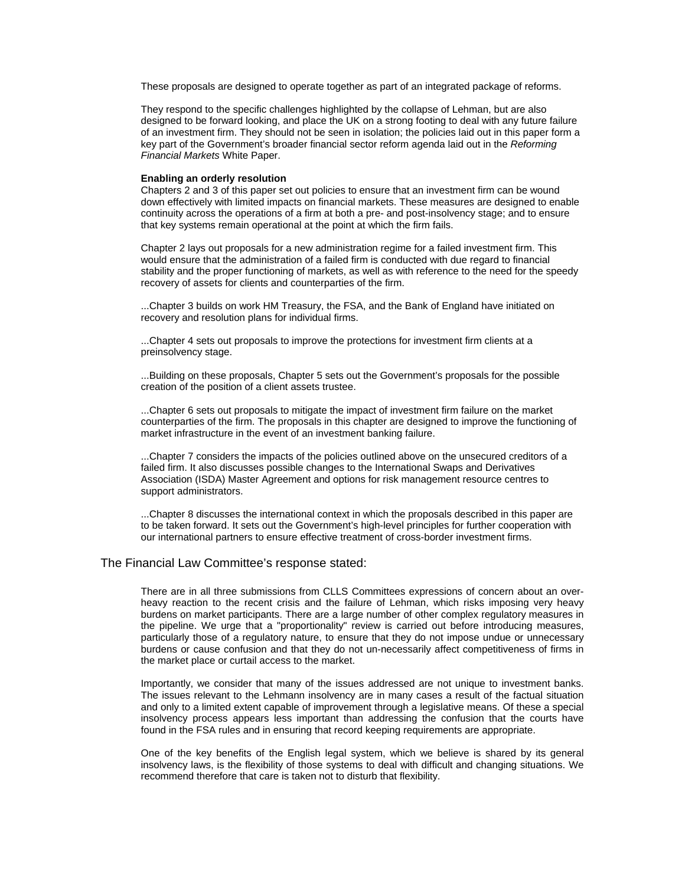These proposals are designed to operate together as part of an integrated package of reforms.

They respond to the specific challenges highlighted by the collapse of Lehman, but are also designed to be forward looking, and place the UK on a strong footing to deal with any future failure of an investment firm. They should not be seen in isolation; the policies laid out in this paper form a key part of the Government's broader financial sector reform agenda laid out in the *Reforming Financial Markets* White Paper.

**Enabling an orderly resolution**

Chapters 2 and 3 of this paper set out policies to ensure that an investment firm can be wound down effectively with limited impacts on financial markets. These measures are designed to enable continuity across the operations of a firm at both a pre- and post-insolvency stage; and to ensure that key systems remain operational at the point at which the firm fails.

Chapter 2 lays out proposals for a new administration regime for a failed investment firm. This would ensure that the administration of a failed firm is conducted with due regard to financial stability and the proper functioning of markets, as well as with reference to the need for the speedy recovery of assets for clients and counterparties of the firm.

...Chapter 3 builds on work HM Treasury, the FSA, and the Bank of England have initiated on recovery and resolution plans for individual firms.

...Chapter 4 sets out proposals to improve the protections for investment firm clients at a preinsolvency stage.

...Building on these proposals, Chapter 5 sets out the Government's proposals for the possible creation of the position of a client assets trustee.

...Chapter 6 sets out proposals to mitigate the impact of investment firm failure on the market counterparties of the firm. The proposals in this chapter are designed to improve the functioning of market infrastructure in the event of an investment banking failure.

...Chapter 7 considers the impacts of the policies outlined above on the unsecured creditors of a failed firm. It also discusses possible changes to the International Swaps and Derivatives Association (ISDA) Master Agreement and options for risk management resource centres to support administrators.

...Chapter 8 discusses the international context in which the proposals described in this paper are to be taken forward. It sets out the Government's high-level principles for further cooperation with our international partners to ensure effective treatment of cross-border investment firms.

The Financial Law Committee's response stated:

There are in all three submissions from CLLS Committees expressions of concern about an over-heavy reaction to the recent crisis and the failure of Lehman, which risks imposing very heavy burdens on market participants. There are a large number of other complex regulatory measures in the pipeline. We urge that a "proportionality" review is carried out before introducing measures, particularly those of a regulatory nature, to ensure that they do not impose undue or unnecessary burdens or cause confusion and that they do not un-necessarily affect competitiveness of firms in the market place or curtail access to the market.

Importantly, we consider that many of the issues addressed are not unique to investment banks. The issues relevant to the Lehmann insolvency are in many cases a result of the factual situation and only to a limited extent capable of improvement through a legislative means. Of these a special insolvency process appears less important than addressing the confusion that the courts have found in the FSA rules and in ensuring that record keeping requirements are appropriate.

One of the key benefits of the English legal system, which we believe is shared by its general insolvency laws, is the flexibility of those systems to deal with difficult and changing situations. We recommend therefore that care is taken not to disturb that flexibility.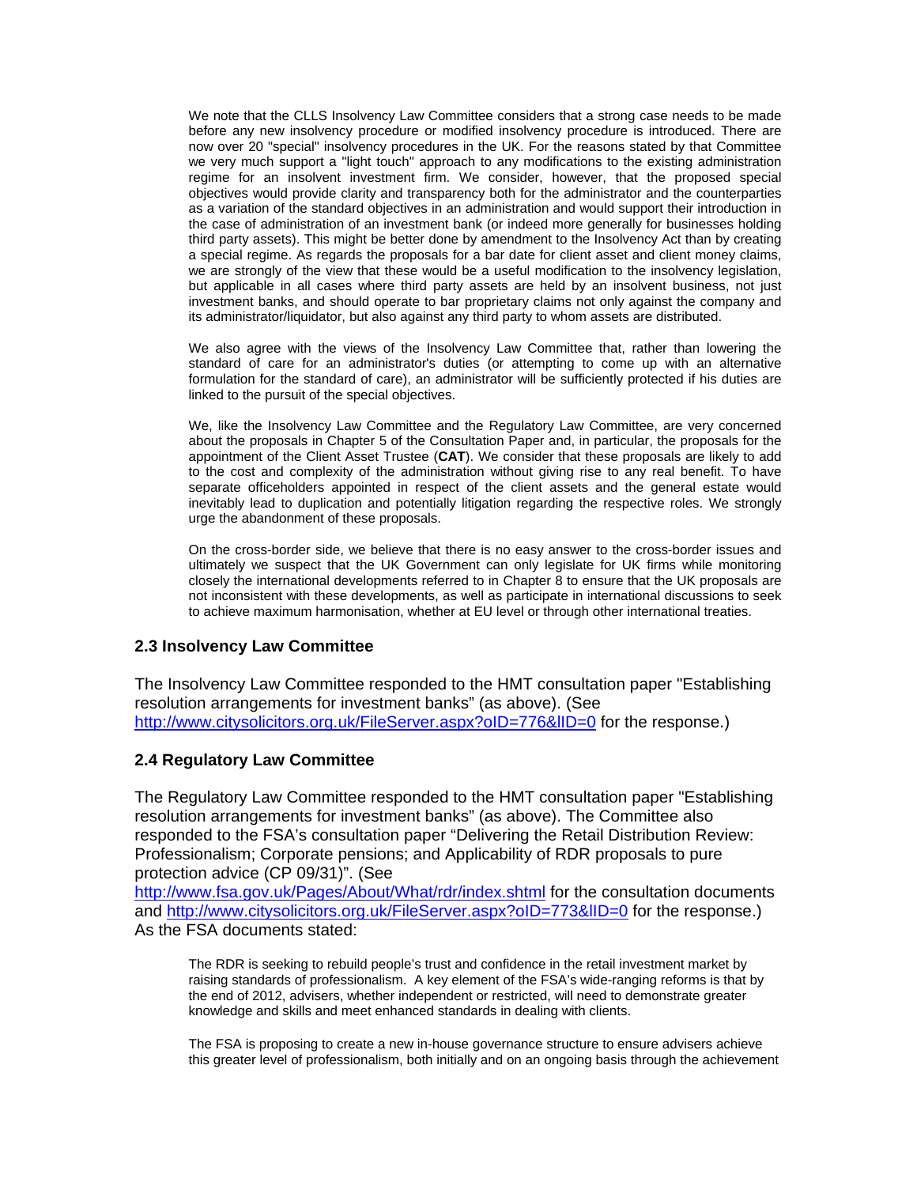> We note that the CLLS Insolvency Law Committee considers that a strong case needs to be made before any new insolvency procedure or modified insolvency procedure is introduced. There are now over 20 "special" insolvency procedures in the UK. For the reasons stated by that Committee we very much support a "light touch" approach to any modifications to the existing administration regime for an insolvent investment firm. We consider, however, that the proposed special objectives would provide clarity and transparency both for the administrator and the counterparties as a variation of the standard objectives in an administration and would support their introduction in the case of administration of an investment bank (or indeed more generally for businesses holding third party assets). This might be better done by amendment to the Insolvency Act than by creating a special regime. As regards the proposals for a bar date for client asset and client money claims, we are strongly of the view that these would be a useful modification to the insolvency legislation, but applicable in all cases where third party assets are held by an insolvent business, not just investment banks, and should operate to bar proprietary claims not only against the company and its administrator/liquidator, but also against any third party to whom assets are distributed.
>
> We also agree with the views of the Insolvency Law Committee that, rather than lowering the standard of care for an administrator's duties (or attempting to come up with an alternative formulation for the standard of care), an administrator will be sufficiently protected if his duties are linked to the pursuit of the special objectives.
>
> We, like the Insolvency Law Committee and the Regulatory Law Committee, are very concerned about the proposals in Chapter 5 of the Consultation Paper and, in particular, the proposals for the appointment of the Client Asset Trustee (**CAT**). We consider that these proposals are likely to add to the cost and complexity of the administration without giving rise to any real benefit. To have separate officeholders appointed in respect of the client assets and the general estate would inevitably lead to duplication and potentially litigation regarding the respective roles. We strongly urge the abandonment of these proposals.
>
> On the cross-border side, we believe that there is no easy answer to the cross-border issues and ultimately we suspect that the UK Government can only legislate for UK firms while monitoring closely the international developments referred to in Chapter 8 to ensure that the UK proposals are not inconsistent with these developments, as well as participate in international discussions to seek to achieve maximum harmonisation, whether at EU level or through other international treaties.

### 2.3 Insolvency Law Committee

The Insolvency Law Committee responded to the HMT consultation paper "Establishing resolution arrangements for investment banks" (as above). (See http://www.citysolicitors.org.uk/FileServer.aspx?oID=776&lID=0 for the response.)

### 2.4 Regulatory Law Committee

The Regulatory Law Committee responded to the HMT consultation paper "Establishing resolution arrangements for investment banks" (as above). The Committee also responded to the FSA's consultation paper "Delivering the Retail Distribution Review: Professionalism; Corporate pensions; and Applicability of RDR proposals to pure protection advice (CP 09/31)". (See http://www.fsa.gov.uk/Pages/About/What/rdr/index.shtml for the consultation documents and http://www.citysolicitors.org.uk/FileServer.aspx?oID=773&lID=0 for the response.) As the FSA documents stated:

> The RDR is seeking to rebuild people's trust and confidence in the retail investment market by raising standards of professionalism. A key element of the FSA's wide-ranging reforms is that by the end of 2012, advisers, whether independent or restricted, will need to demonstrate greater knowledge and skills and meet enhanced standards in dealing with clients.
>
> The FSA is proposing to create a new in-house governance structure to ensure advisers achieve this greater level of professionalism, both initially and on an ongoing basis through the achievement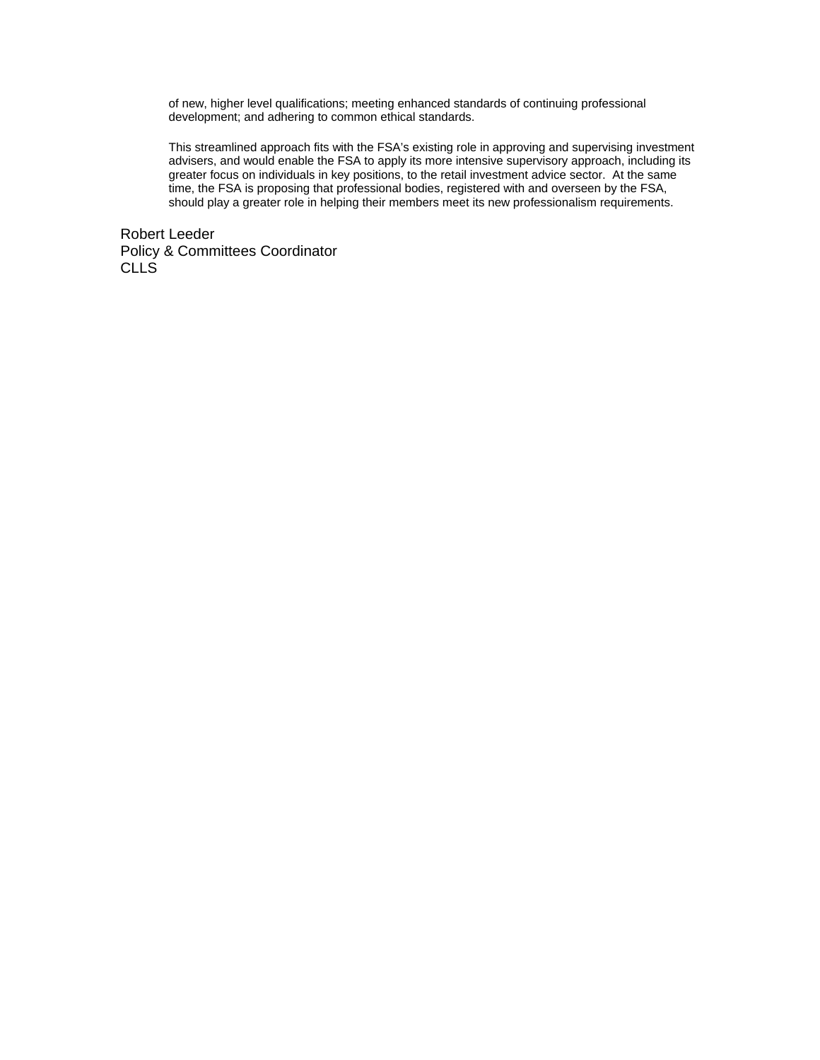of new, higher level qualifications; meeting enhanced standards of continuing professional development; and adhering to common ethical standards.

This streamlined approach fits with the FSA's existing role in approving and supervising investment advisers, and would enable the FSA to apply its more intensive supervisory approach, including its greater focus on individuals in key positions, to the retail investment advice sector. At the same time, the FSA is proposing that professional bodies, registered with and overseen by the FSA, should play a greater role in helping their members meet its new professionalism requirements.

Robert Leeder
Policy & Committees Coordinator
CLLS